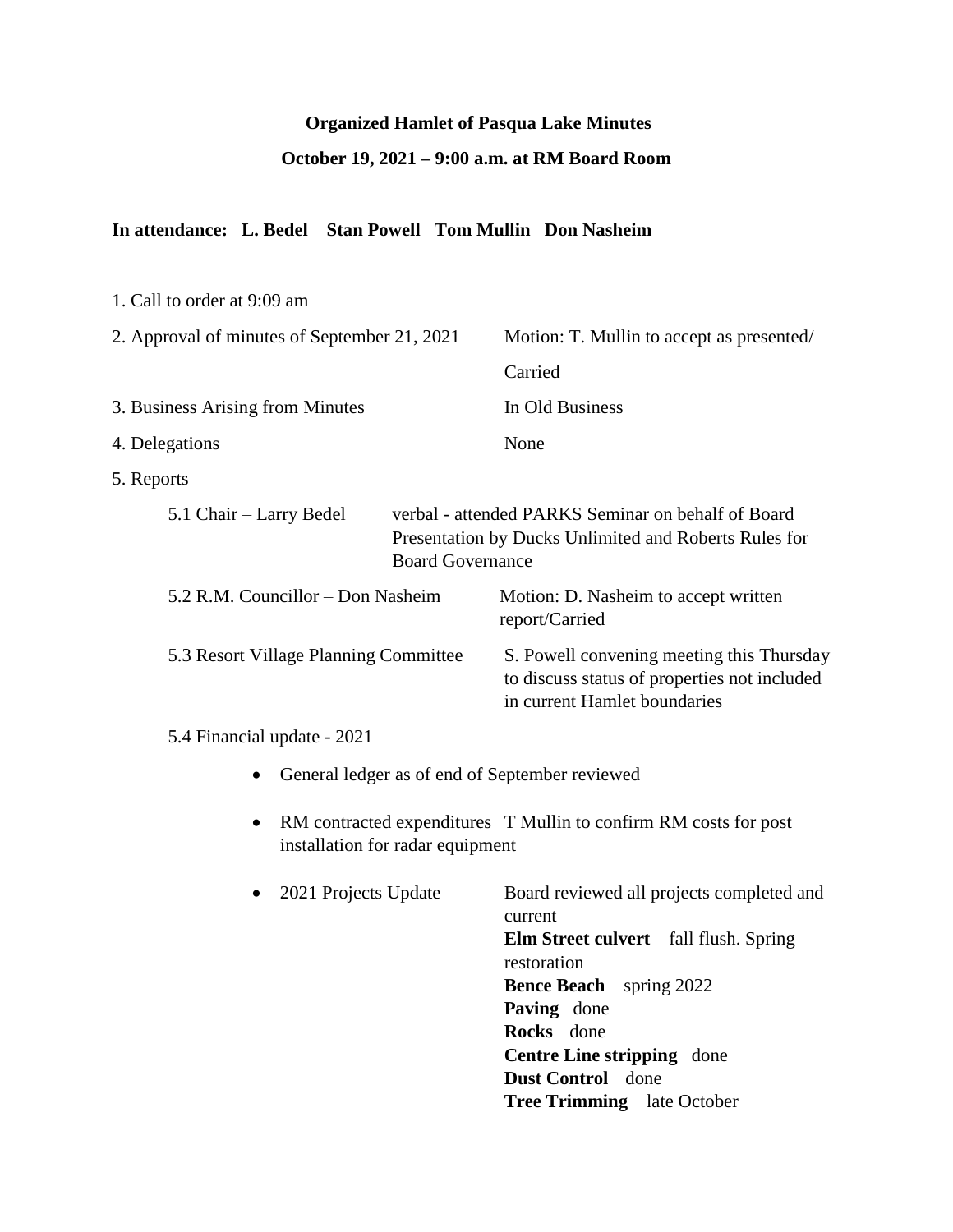**Organized Hamlet of Pasqua Lake Minutes**

**October 19, 2021 – 9:00 a.m. at RM Board Room**

**In attendance: L. Bedel Stan Powell Tom Mullin Don Nasheim**

1. Call to order at 9:09 am
2. Approval of minutes of September 21, 2021 — Motion: T. Mullin to accept as presented/ Carried
3. Business Arising from Minutes — In Old Business
4. Delegations — None
5. Reports

   5.1 Chair – Larry Bedel — verbal - attended PARKS Seminar on behalf of Board Presentation by Ducks Unlimited and Roberts Rules for Board Governance

   5.2 R.M. Councillor – Don Nasheim — Motion: D. Nasheim to accept written report/Carried

   5.3 Resort Village Planning Committee — S. Powell convening meeting this Thursday to discuss status of properties not included in current Hamlet boundaries

   5.4 Financial update - 2021

   - General ledger as of end of September reviewed
   - RM contracted expenditures T Mullin to confirm RM costs for post installation for radar equipment
   - 2021 Projects Update — Board reviewed all projects completed and current
     - **Elm Street culvert** fall flush. Spring restoration
     - **Bence Beach** spring 2022
     - **Paving** done
     - **Rocks** done
     - **Centre Line stripping** done
     - **Dust Control** done
     - **Tree Trimming** late October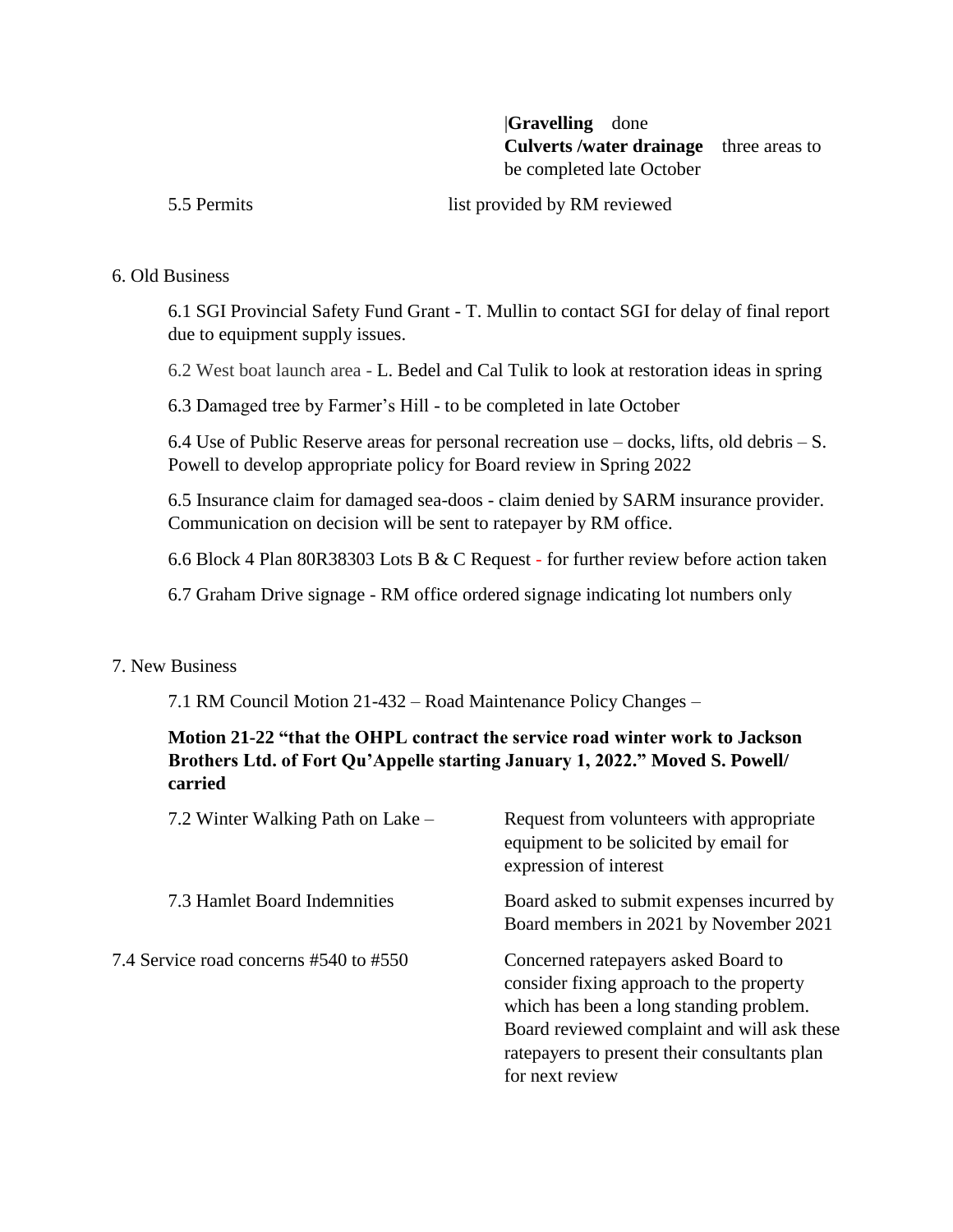|**Gravelling** done
**Culverts /water drainage** three areas to be completed late October

5.5 Permits list provided by RM reviewed

6. Old Business

6.1 SGI Provincial Safety Fund Grant - T. Mullin to contact SGI for delay of final report due to equipment supply issues.

6.2 West boat launch area - L. Bedel and Cal Tulik to look at restoration ideas in spring

6.3 Damaged tree by Farmer's Hill - to be completed in late October

6.4 Use of Public Reserve areas for personal recreation use – docks, lifts, old debris – S. Powell to develop appropriate policy for Board review in Spring 2022

6.5 Insurance claim for damaged sea-doos - claim denied by SARM insurance provider. Communication on decision will be sent to ratepayer by RM office.

6.6 Block 4 Plan 80R38303 Lots B & C Request - for further review before action taken

6.7 Graham Drive signage - RM office ordered signage indicating lot numbers only

7. New Business

7.1 RM Council Motion 21-432 – Road Maintenance Policy Changes –

**Motion 21-22 "that the OHPL contract the service road winter work to Jackson Brothers Ltd. of Fort Qu'Appelle starting January 1, 2022." Moved S. Powell/ carried**

7.2 Winter Walking Path on Lake – Request from volunteers with appropriate equipment to be solicited by email for expression of interest

7.3 Hamlet Board Indemnities Board asked to submit expenses incurred by Board members in 2021 by November 2021

7.4 Service road concerns #540 to #550 Concerned ratepayers asked Board to consider fixing approach to the property which has been a long standing problem. Board reviewed complaint and will ask these ratepayers to present their consultants plan for next review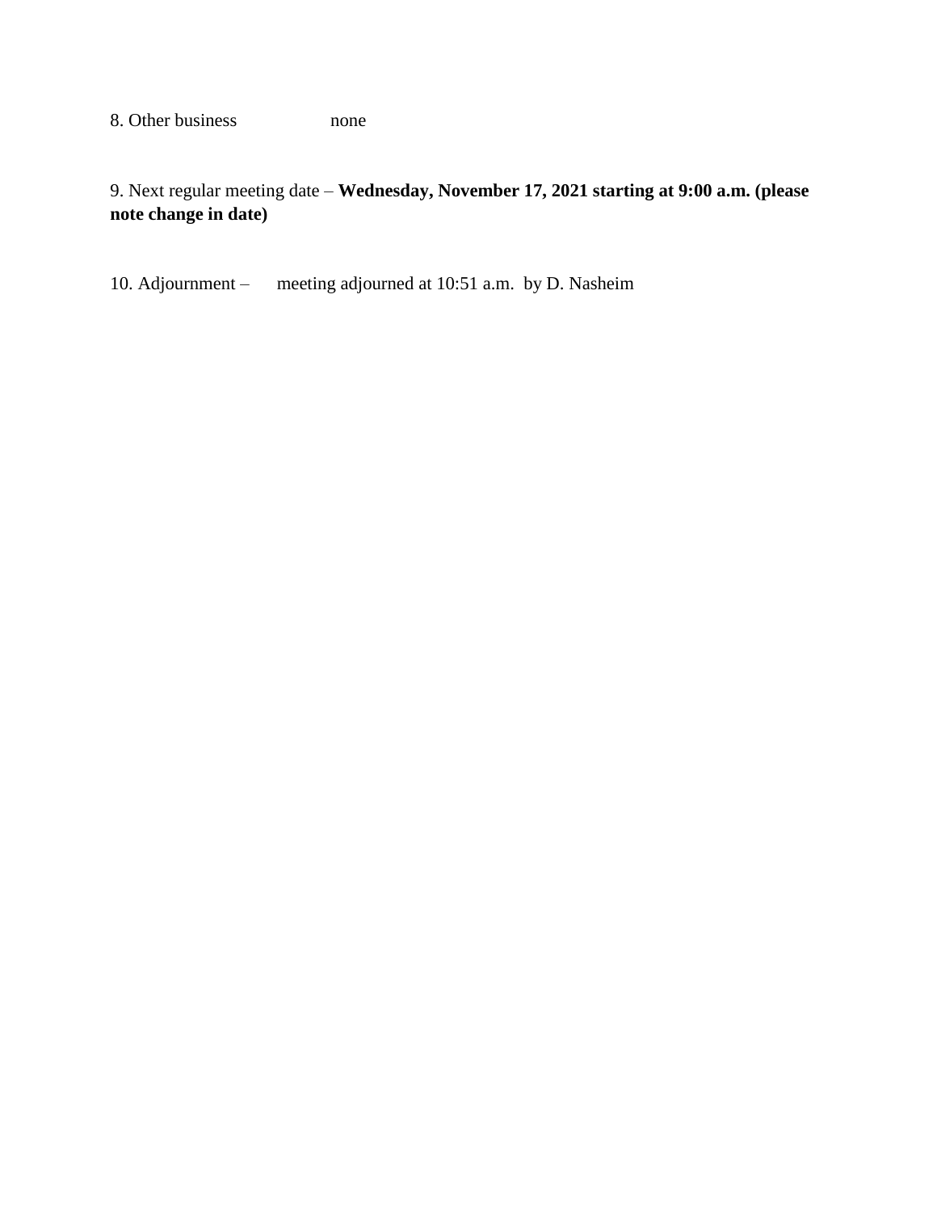8. Other business none

9. Next regular meeting date – **Wednesday, November 17, 2021 starting at 9:00 a.m. (please note change in date)**

10. Adjournment – meeting adjourned at 10:51 a.m. by D. Nasheim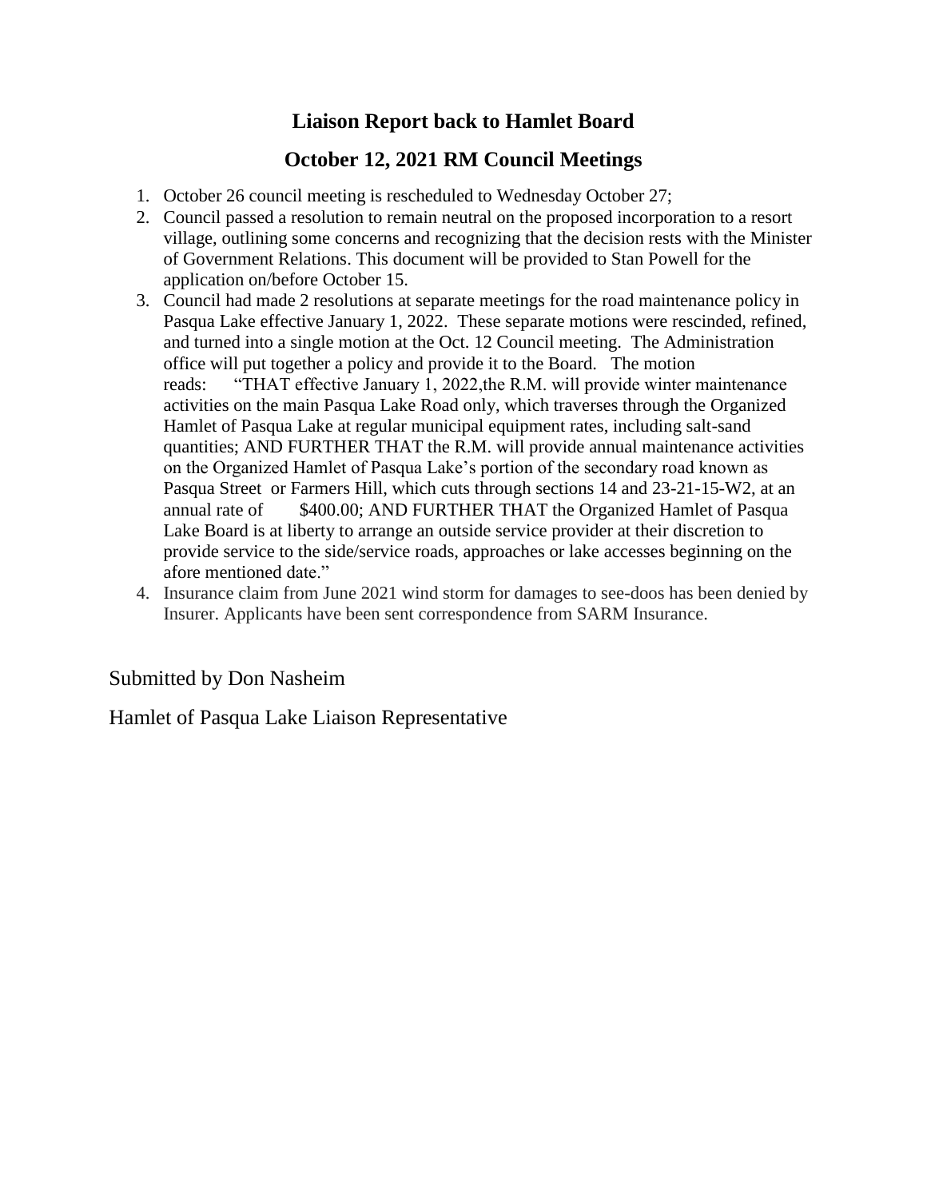# Liaison Report back to Hamlet Board

## October 12, 2021 RM Council Meetings

1. October 26 council meeting is rescheduled to Wednesday October 27;
2. Council passed a resolution to remain neutral on the proposed incorporation to a resort village, outlining some concerns and recognizing that the decision rests with the Minister of Government Relations. This document will be provided to Stan Powell for the application on/before October 15.
3. Council had made 2 resolutions at separate meetings for the road maintenance policy in Pasqua Lake effective January 1, 2022. These separate motions were rescinded, refined, and turned into a single motion at the Oct. 12 Council meeting. The Administration office will put together a policy and provide it to the Board. The motion reads: "THAT effective January 1, 2022,the R.M. will provide winter maintenance activities on the main Pasqua Lake Road only, which traverses through the Organized Hamlet of Pasqua Lake at regular municipal equipment rates, including salt-sand quantities; AND FURTHER THAT the R.M. will provide annual maintenance activities on the Organized Hamlet of Pasqua Lake's portion of the secondary road known as Pasqua Street or Farmers Hill, which cuts through sections 14 and 23-21-15-W2, at an annual rate of $400.00; AND FURTHER THAT the Organized Hamlet of Pasqua Lake Board is at liberty to arrange an outside service provider at their discretion to provide service to the side/service roads, approaches or lake accesses beginning on the afore mentioned date."
4. Insurance claim from June 2021 wind storm for damages to see-doos has been denied by Insurer. Applicants have been sent correspondence from SARM Insurance.

Submitted by Don Nasheim

Hamlet of Pasqua Lake Liaison Representative